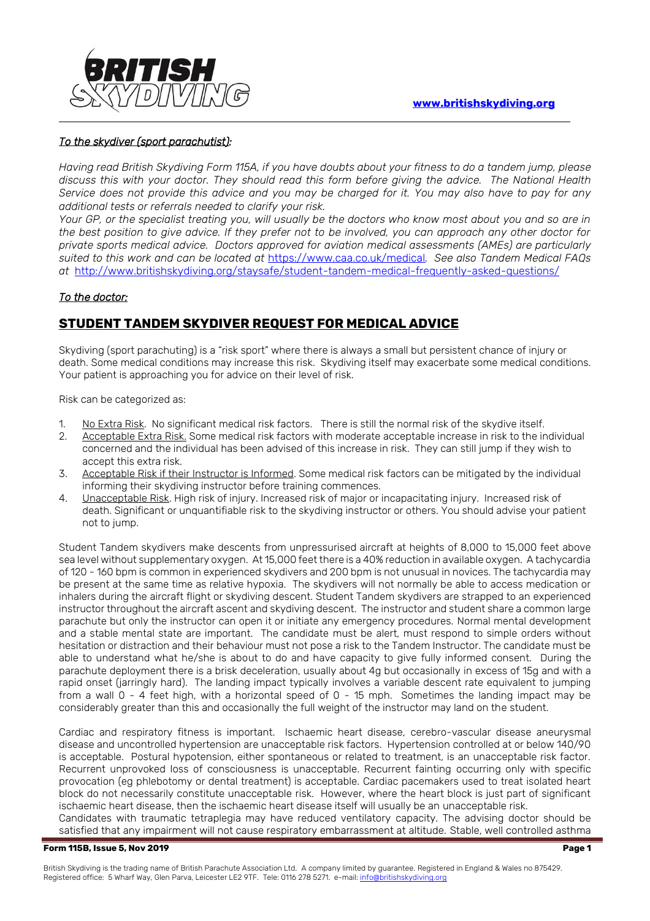**[www.britishskydiving.org](http://www.britishskydiving.org)**

*To the skydiver (sport parachutist):*

*Having read British Skydiving Form 115A, if you have doubts about your fitness to do a tandem jump, please discuss this with your doctor. They should read this form before giving the advice. The National Health Service does not provide this advice and you may be charged for it. You may also have to pay for any additional tests or referrals needed to clarify your risk.*

*Your GP, or the specialist treating you, will usually be the doctors who know most about you and so are in the best position to give advice. If they prefer not to be involved, you can approach any other doctor for private sports medical advice. Doctors approved for aviation medical assessments (AMEs) are particularly suited to this work and can be located at* https://www.caa.co.uk/medical*. See also Tandem Medical FAQs at* http://www.britishskydiving.org/staysafe/student-tandem-medical-frequently-asked-questions/

*To the doctor:*

## STUDENT TANDEM SKYDIVER REQUEST FOR MEDICAL ADVICE

Skydiving (sport parachuting) is a "risk sport" where there is always a small but persistent chance of injury or death. Some medical conditions may increase this risk. Skydiving itself may exacerbate some medical conditions. Your patient is approaching you for advice on their level of risk.

Risk can be categorized as:

1. No Extra Risk. No significant medical risk factors. There is still the normal risk of the skydive itself.
2. Acceptable Extra Risk. Some medical risk factors with moderate acceptable increase in risk to the individual concerned and the individual has been advised of this increase in risk. They can still jump if they wish to accept this extra risk.
3. Acceptable Risk if their Instructor is Informed. Some medical risk factors can be mitigated by the individual informing their skydiving instructor before training commences.
4. Unacceptable Risk. High risk of injury. Increased risk of major or incapacitating injury. Increased risk of death. Significant or unquantifiable risk to the skydiving instructor or others. You should advise your patient not to jump.

Student Tandem skydivers make descents from unpressurised aircraft at heights of 8,000 to 15,000 feet above sea level without supplementary oxygen. At 15,000 feet there is a 40% reduction in available oxygen. A tachycardia of 120 - 160 bpm is common in experienced skydivers and 200 bpm is not unusual in novices. The tachycardia may be present at the same time as relative hypoxia. The skydivers will not normally be able to access medication or inhalers during the aircraft flight or skydiving descent. Student Tandem skydivers are strapped to an experienced instructor throughout the aircraft ascent and skydiving descent. The instructor and student share a common large parachute but only the instructor can open it or initiate any emergency procedures. Normal mental development and a stable mental state are important. The candidate must be alert, must respond to simple orders without hesitation or distraction and their behaviour must not pose a risk to the Tandem Instructor. The candidate must be able to understand what he/she is about to do and have capacity to give fully informed consent. During the parachute deployment there is a brisk deceleration, usually about 4g but occasionally in excess of 15g and with a rapid onset (jarringly hard). The landing impact typically involves a variable descent rate equivalent to jumping from a wall 0 - 4 feet high, with a horizontal speed of 0 - 15 mph. Sometimes the landing impact may be considerably greater than this and occasionally the full weight of the instructor may land on the student.

Cardiac and respiratory fitness is important. Ischaemic heart disease, cerebro-vascular disease aneurysmal disease and uncontrolled hypertension are unacceptable risk factors. Hypertension controlled at or below 140/90 is acceptable. Postural hypotension, either spontaneous or related to treatment, is an unacceptable risk factor. Recurrent unprovoked loss of consciousness is unacceptable. Recurrent fainting occurring only with specific provocation (eg phlebotomy or dental treatment) is acceptable. Cardiac pacemakers used to treat isolated heart block do not necessarily constitute unacceptable risk. However, where the heart block is just part of significant ischaemic heart disease, then the ischaemic heart disease itself will usually be an unacceptable risk.

Candidates with traumatic tetraplegia may have reduced ventilatory capacity. The advising doctor should be satisfied that any impairment will not cause respiratory embarrassment at altitude. Stable, well controlled asthma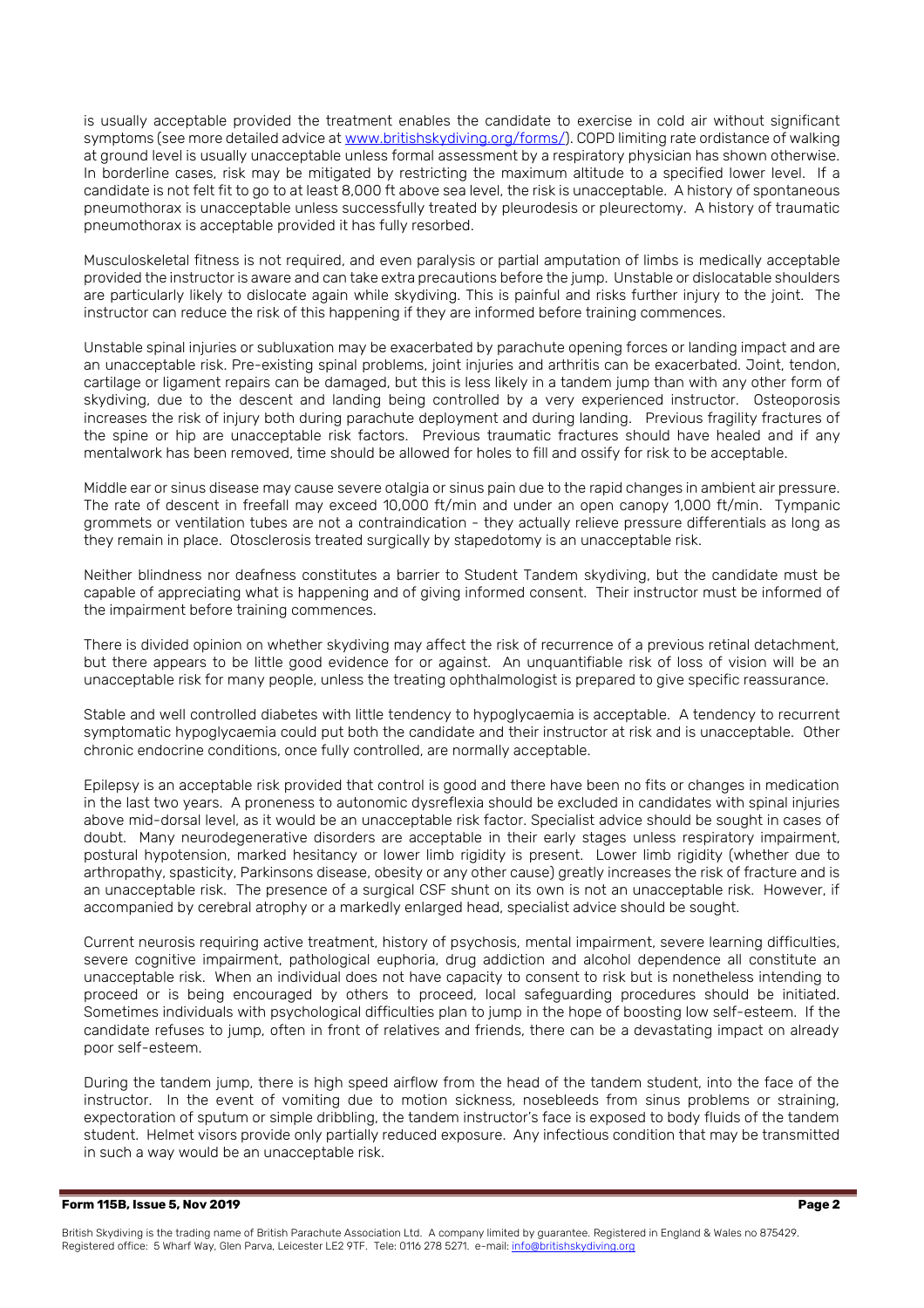is usually acceptable provided the treatment enables the candidate to exercise in cold air without significant symptoms (see more detailed advice at [www.britishskydiving.org/forms/](http://www.britishskydiving.org/forms/)). COPD limiting rate ordistance of walking at ground level is usually unacceptable unless formal assessment by a respiratory physician has shown otherwise. In borderline cases, risk may be mitigated by restricting the maximum altitude to a specified lower level. If a candidate is not felt fit to go to at least 8,000 ft above sea level, the risk is unacceptable. A history of spontaneous pneumothorax is unacceptable unless successfully treated by pleurodesis or pleurectomy. A history of traumatic pneumothorax is acceptable provided it has fully resorbed.

Musculoskeletal fitness is not required, and even paralysis or partial amputation of limbs is medically acceptable provided the instructor is aware and can take extra precautions before the jump. Unstable or dislocatable shoulders are particularly likely to dislocate again while skydiving. This is painful and risks further injury to the joint. The instructor can reduce the risk of this happening if they are informed before training commences.

Unstable spinal injuries or subluxation may be exacerbated by parachute opening forces or landing impact and are an unacceptable risk. Pre-existing spinal problems, joint injuries and arthritis can be exacerbated. Joint, tendon, cartilage or ligament repairs can be damaged, but this is less likely in a tandem jump than with any other form of skydiving, due to the descent and landing being controlled by a very experienced instructor. Osteoporosis increases the risk of injury both during parachute deployment and during landing. Previous fragility fractures of the spine or hip are unacceptable risk factors. Previous traumatic fractures should have healed and if any mentalwork has been removed, time should be allowed for holes to fill and ossify for risk to be acceptable.

Middle ear or sinus disease may cause severe otalgia or sinus pain due to the rapid changes in ambient air pressure. The rate of descent in freefall may exceed 10,000 ft/min and under an open canopy 1,000 ft/min. Tympanic grommets or ventilation tubes are not a contraindication - they actually relieve pressure differentials as long as they remain in place. Otosclerosis treated surgically by stapedotomy is an unacceptable risk.

Neither blindness nor deafness constitutes a barrier to Student Tandem skydiving, but the candidate must be capable of appreciating what is happening and of giving informed consent. Their instructor must be informed of the impairment before training commences.

There is divided opinion on whether skydiving may affect the risk of recurrence of a previous retinal detachment, but there appears to be little good evidence for or against. An unquantifiable risk of loss of vision will be an unacceptable risk for many people, unless the treating ophthalmologist is prepared to give specific reassurance.

Stable and well controlled diabetes with little tendency to hypoglycaemia is acceptable. A tendency to recurrent symptomatic hypoglycaemia could put both the candidate and their instructor at risk and is unacceptable. Other chronic endocrine conditions, once fully controlled, are normally acceptable.

Epilepsy is an acceptable risk provided that control is good and there have been no fits or changes in medication in the last two years. A proneness to autonomic dysreflexia should be excluded in candidates with spinal injuries above mid-dorsal level, as it would be an unacceptable risk factor. Specialist advice should be sought in cases of doubt. Many neurodegenerative disorders are acceptable in their early stages unless respiratory impairment, postural hypotension, marked hesitancy or lower limb rigidity is present. Lower limb rigidity (whether due to arthropathy, spasticity, Parkinsons disease, obesity or any other cause) greatly increases the risk of fracture and is an unacceptable risk. The presence of a surgical CSF shunt on its own is not an unacceptable risk. However, if accompanied by cerebral atrophy or a markedly enlarged head, specialist advice should be sought.

Current neurosis requiring active treatment, history of psychosis, mental impairment, severe learning difficulties, severe cognitive impairment, pathological euphoria, drug addiction and alcohol dependence all constitute an unacceptable risk. When an individual does not have capacity to consent to risk but is nonetheless intending to proceed or is being encouraged by others to proceed, local safeguarding procedures should be initiated. Sometimes individuals with psychological difficulties plan to jump in the hope of boosting low self-esteem. If the candidate refuses to jump, often in front of relatives and friends, there can be a devastating impact on already poor self-esteem.

During the tandem jump, there is high speed airflow from the head of the tandem student, into the face of the instructor. In the event of vomiting due to motion sickness, nosebleeds from sinus problems or straining, expectoration of sputum or simple dribbling, the tandem instructor's face is exposed to body fluids of the tandem student. Helmet visors provide only partially reduced exposure. Any infectious condition that may be transmitted in such a way would be an unacceptable risk.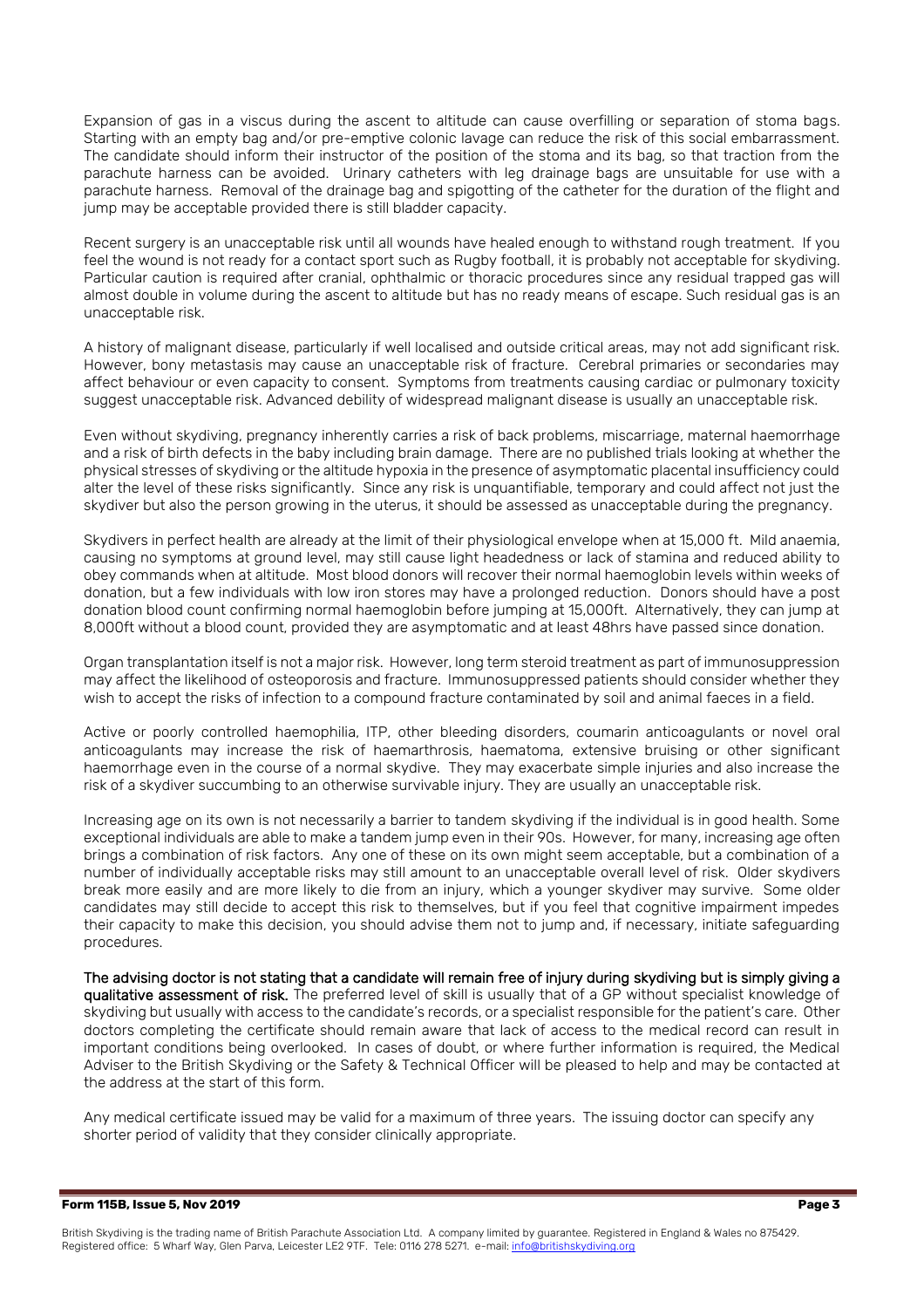Expansion of gas in a viscus during the ascent to altitude can cause overfilling or separation of stoma bags. Starting with an empty bag and/or pre-emptive colonic lavage can reduce the risk of this social embarrassment. The candidate should inform their instructor of the position of the stoma and its bag, so that traction from the parachute harness can be avoided. Urinary catheters with leg drainage bags are unsuitable for use with a parachute harness. Removal of the drainage bag and spigotting of the catheter for the duration of the flight and jump may be acceptable provided there is still bladder capacity.

Recent surgery is an unacceptable risk until all wounds have healed enough to withstand rough treatment. If you feel the wound is not ready for a contact sport such as Rugby football, it is probably not acceptable for skydiving. Particular caution is required after cranial, ophthalmic or thoracic procedures since any residual trapped gas will almost double in volume during the ascent to altitude but has no ready means of escape. Such residual gas is an unacceptable risk.

A history of malignant disease, particularly if well localised and outside critical areas, may not add significant risk. However, bony metastasis may cause an unacceptable risk of fracture. Cerebral primaries or secondaries may affect behaviour or even capacity to consent. Symptoms from treatments causing cardiac or pulmonary toxicity suggest unacceptable risk. Advanced debility of widespread malignant disease is usually an unacceptable risk.

Even without skydiving, pregnancy inherently carries a risk of back problems, miscarriage, maternal haemorrhage and a risk of birth defects in the baby including brain damage. There are no published trials looking at whether the physical stresses of skydiving or the altitude hypoxia in the presence of asymptomatic placental insufficiency could alter the level of these risks significantly. Since any risk is unquantifiable, temporary and could affect not just the skydiver but also the person growing in the uterus, it should be assessed as unacceptable during the pregnancy.

Skydivers in perfect health are already at the limit of their physiological envelope when at 15,000 ft. Mild anaemia, causing no symptoms at ground level, may still cause light headedness or lack of stamina and reduced ability to obey commands when at altitude. Most blood donors will recover their normal haemoglobin levels within weeks of donation, but a few individuals with low iron stores may have a prolonged reduction. Donors should have a post donation blood count confirming normal haemoglobin before jumping at 15,000ft. Alternatively, they can jump at 8,000ft without a blood count, provided they are asymptomatic and at least 48hrs have passed since donation.

Organ transplantation itself is not a major risk. However, long term steroid treatment as part of immunosuppression may affect the likelihood of osteoporosis and fracture. Immunosuppressed patients should consider whether they wish to accept the risks of infection to a compound fracture contaminated by soil and animal faeces in a field.

Active or poorly controlled haemophilia, ITP, other bleeding disorders, coumarin anticoagulants or novel oral anticoagulants may increase the risk of haemarthrosis, haematoma, extensive bruising or other significant haemorrhage even in the course of a normal skydive. They may exacerbate simple injuries and also increase the risk of a skydiver succumbing to an otherwise survivable injury. They are usually an unacceptable risk.

Increasing age on its own is not necessarily a barrier to tandem skydiving if the individual is in good health. Some exceptional individuals are able to make a tandem jump even in their 90s. However, for many, increasing age often brings a combination of risk factors. Any one of these on its own might seem acceptable, but a combination of a number of individually acceptable risks may still amount to an unacceptable overall level of risk. Older skydivers break more easily and are more likely to die from an injury, which a younger skydiver may survive. Some older candidates may still decide to accept this risk to themselves, but if you feel that cognitive impairment impedes their capacity to make this decision, you should advise them not to jump and, if necessary, initiate safeguarding procedures.

**The advising doctor is not stating that a candidate will remain free of injury during skydiving but is simply giving a qualitative assessment of risk.** The preferred level of skill is usually that of a GP without specialist knowledge of skydiving but usually with access to the candidate's records, or a specialist responsible for the patient's care. Other doctors completing the certificate should remain aware that lack of access to the medical record can result in important conditions being overlooked. In cases of doubt, or where further information is required, the Medical Adviser to the British Skydiving or the Safety & Technical Officer will be pleased to help and may be contacted at the address at the start of this form.

Any medical certificate issued may be valid for a maximum of three years. The issuing doctor can specify any shorter period of validity that they consider clinically appropriate.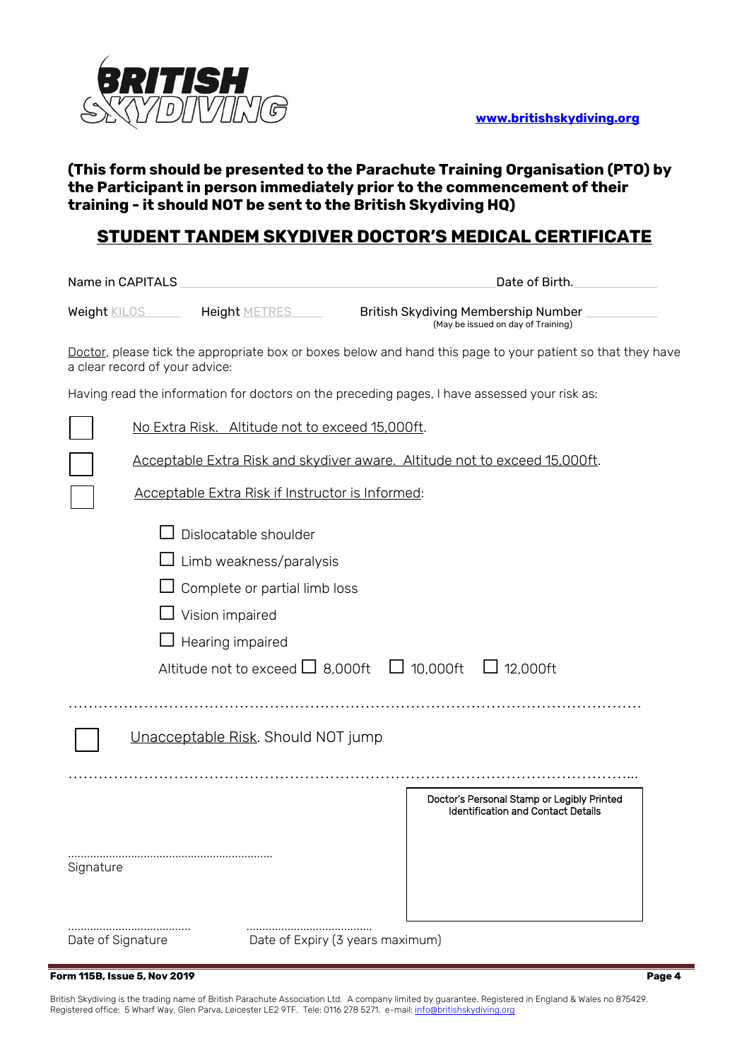BRITISH SKYDIVING

www.britishskydiving.org

**(This form should be presented to the Parachute Training Organisation (PTO) by the Participant in person immediately prior to the commencement of their training - it should NOT be sent to the British Skydiving HQ)**

## STUDENT TANDEM SKYDIVER DOCTOR'S MEDICAL CERTIFICATE

Name in CAPITALS ______________________________ Date of Birth. ____________

Weight KILOS ______ Height METRES ______ British Skydiving Membership Number ____________
(May be issued on day of Training)

Doctor, please tick the appropriate box or boxes below and hand this page to your patient so that they have a clear record of your advice:

Having read the information for doctors on the preceding pages, I have assessed your risk as:

☐ No Extra Risk. Altitude not to exceed 15,000ft.

☐ Acceptable Extra Risk and skydiver aware. Altitude not to exceed 15,000ft.

☐ Acceptable Extra Risk if Instructor is Informed:

- ☐ Dislocatable shoulder
- ☐ Limb weakness/paralysis
- ☐ Complete or partial limb loss
- ☐ Vision impaired
- ☐ Hearing impaired

Altitude not to exceed ☐ 8,000ft ☐ 10,000ft ☐ 12,000ft

..............................................................................................................

☐ Unacceptable Risk. Should NOT jump

..............................................................................................................

Doctor's Personal Stamp or Legibly Printed Identification and Contact Details

................................................................
Signature

...................................... ......................................
Date of Signature Date of Expiry (3 years maximum)

**Form 115B, Issue 5, Nov 2019**

British Skydiving is the trading name of British Parachute Association Ltd. A company limited by guarantee. Registered in England & Wales no 875429. Registered office: 5 Wharf Way, Glen Parva, Leicester LE2 9TF. Tele: 0116 278 5271. e-mail: info@britishskydiving.org